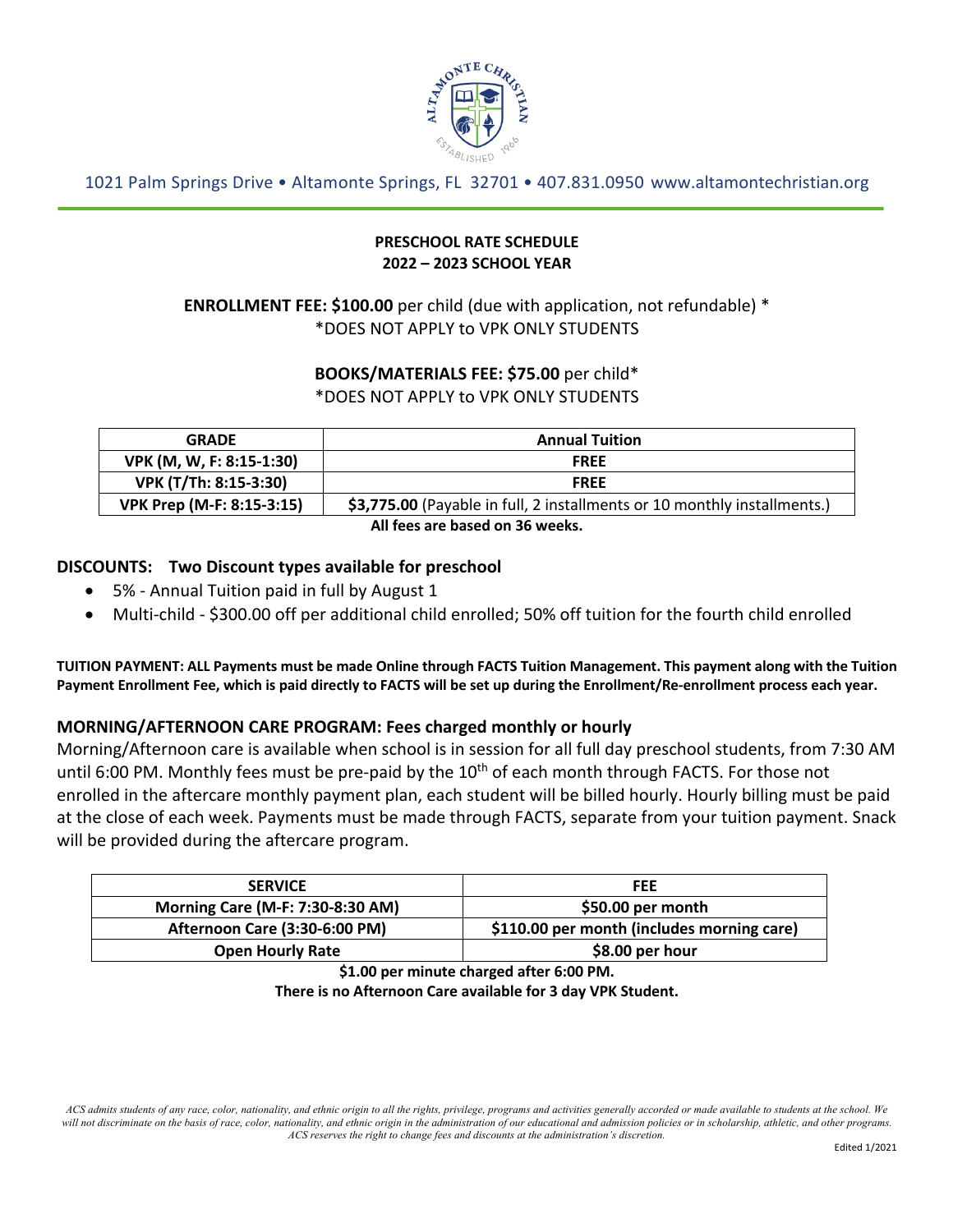1021 Palm Springs Drive • Altamonte Springs, FL 32701 • 407.831.0950 www.altamontechristian.org

**PRESCHOOL RATE SCHEDULE**
**2022 – 2023 SCHOOL YEAR**

**ENROLLMENT FEE: $100.00** per child (due with application, not refundable) *
*DOES NOT APPLY to VPK ONLY STUDENTS

**BOOKS/MATERIALS FEE: $75.00** per child*
*DOES NOT APPLY to VPK ONLY STUDENTS

| GRADE | Annual Tuition |
|---|---|
| VPK (M, W, F: 8:15-1:30) | FREE |
| VPK (T/Th: 8:15-3:30) | FREE |
| VPK Prep (M-F: 8:15-3:15) | **$3,775.00** (Payable in full, 2 installments or 10 monthly installments.) |

**All fees are based on 36 weeks.**

## DISCOUNTS: Two Discount types available for preschool

- 5% - Annual Tuition paid in full by August 1
- Multi-child - $300.00 off per additional child enrolled; 50% off tuition for the fourth child enrolled

**TUITION PAYMENT: ALL Payments must be made Online through FACTS Tuition Management. This payment along with the Tuition Payment Enrollment Fee, which is paid directly to FACTS will be set up during the Enrollment/Re-enrollment process each year.**

## MORNING/AFTERNOON CARE PROGRAM: Fees charged monthly or hourly

Morning/Afternoon care is available when school is in session for all full day preschool students, from 7:30 AM until 6:00 PM. Monthly fees must be pre-paid by the 10th of each month through FACTS. For those not enrolled in the aftercare monthly payment plan, each student will be billed hourly. Hourly billing must be paid at the close of each week. Payments must be made through FACTS, separate from your tuition payment. Snack will be provided during the aftercare program.

| SERVICE | FEE |
|---|---|
| Morning Care (M-F: 7:30-8:30 AM) | $50.00 per month |
| Afternoon Care (3:30-6:00 PM) | $110.00 per month (includes morning care) |
| Open Hourly Rate | $8.00 per hour |

**$1.00 per minute charged after 6:00 PM.**
**There is no Afternoon Care available for 3 day VPK Student.**

*ACS admits students of any race, color, nationality, and ethnic origin to all the rights, privilege, programs and activities generally accorded or made available to students at the school. We will not discriminate on the basis of race, color, nationality, and ethnic origin in the administration of our educational and admission policies or in scholarship, athletic, and other programs. ACS reserves the right to change fees and discounts at the administration's discretion.*

Edited 1/2021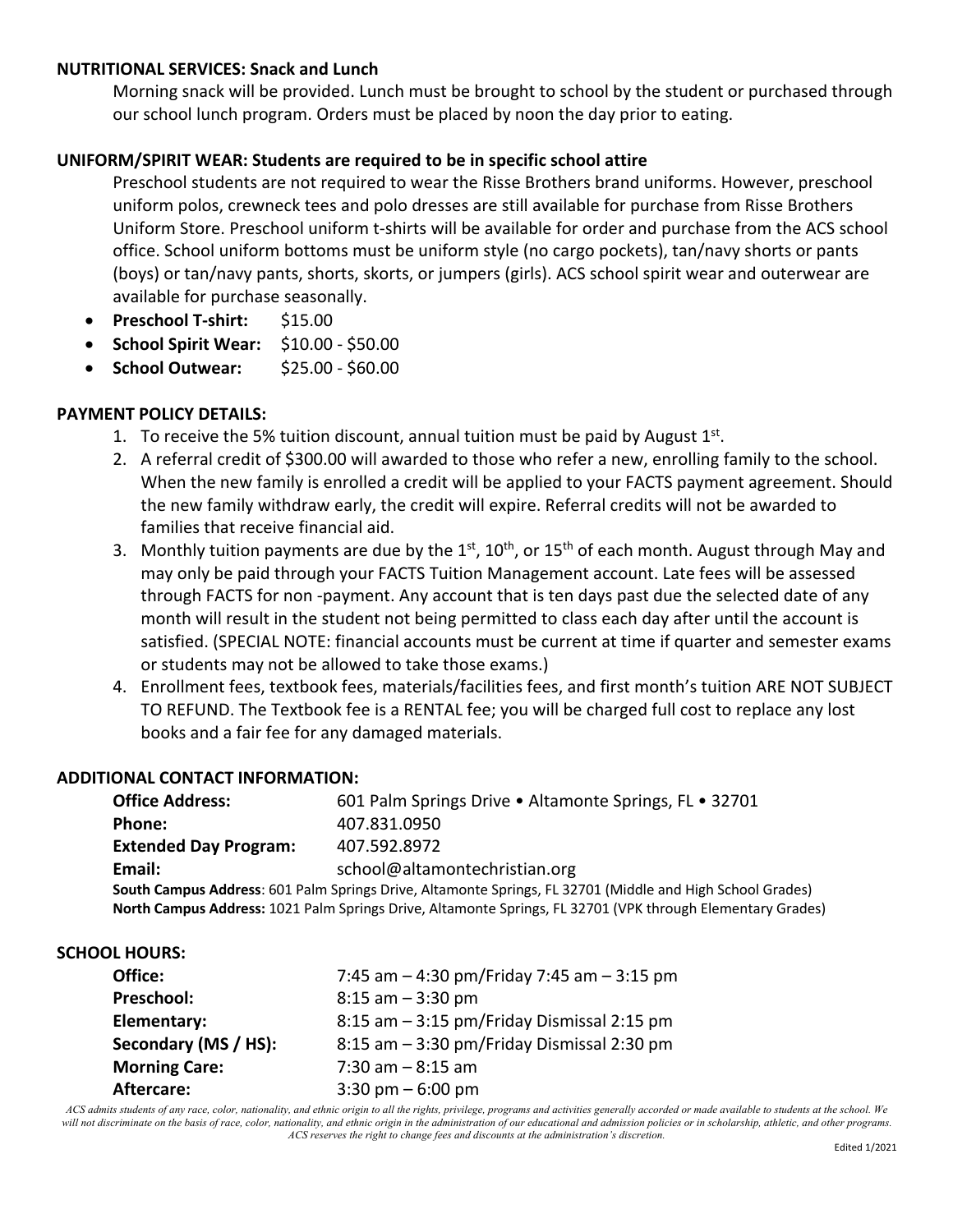**NUTRITIONAL SERVICES: Snack and Lunch**

Morning snack will be provided. Lunch must be brought to school by the student or purchased through our school lunch program. Orders must be placed by noon the day prior to eating.

**UNIFORM/SPIRIT WEAR: Students are required to be in specific school attire**

Preschool students are not required to wear the Risse Brothers brand uniforms. However, preschool uniform polos, crewneck tees and polo dresses are still available for purchase from Risse Brothers Uniform Store. Preschool uniform t-shirts will be available for order and purchase from the ACS school office. School uniform bottoms must be uniform style (no cargo pockets), tan/navy shorts or pants (boys) or tan/navy pants, shorts, skorts, or jumpers (girls). ACS school spirit wear and outerwear are available for purchase seasonally.

- **Preschool T-shirt:** $15.00
- **School Spirit Wear:** $10.00 - $50.00
- **School Outwear:** $25.00 - $60.00

**PAYMENT POLICY DETAILS:**

1. To receive the 5% tuition discount, annual tuition must be paid by August 1st.
2. A referral credit of $300.00 will awarded to those who refer a new, enrolling family to the school. When the new family is enrolled a credit will be applied to your FACTS payment agreement. Should the new family withdraw early, the credit will expire. Referral credits will not be awarded to families that receive financial aid.
3. Monthly tuition payments are due by the 1st, 10th, or 15th of each month. August through May and may only be paid through your FACTS Tuition Management account. Late fees will be assessed through FACTS for non -payment. Any account that is ten days past due the selected date of any month will result in the student not being permitted to class each day after until the account is satisfied. (SPECIAL NOTE: financial accounts must be current at time if quarter and semester exams or students may not be allowed to take those exams.)
4. Enrollment fees, textbook fees, materials/facilities fees, and first month's tuition ARE NOT SUBJECT TO REFUND. The Textbook fee is a RENTAL fee; you will be charged full cost to replace any lost books and a fair fee for any damaged materials.

**ADDITIONAL CONTACT INFORMATION:**

| | |
|---|---|
| **Office Address:** | 601 Palm Springs Drive • Altamonte Springs, FL • 32701 |
| **Phone:** | 407.831.0950 |
| **Extended Day Program:** | 407.592.8972 |
| **Email:** | school@altamontechristian.org |

**South Campus Address**: 601 Palm Springs Drive, Altamonte Springs, FL 32701 (Middle and High School Grades)
**North Campus Address:** 1021 Palm Springs Drive, Altamonte Springs, FL 32701 (VPK through Elementary Grades)

**SCHOOL HOURS:**

| | |
|---|---|
| **Office:** | 7:45 am – 4:30 pm/Friday 7:45 am – 3:15 pm |
| **Preschool:** | 8:15 am – 3:30 pm |
| **Elementary:** | 8:15 am – 3:15 pm/Friday Dismissal 2:15 pm |
| **Secondary (MS / HS):** | 8:15 am – 3:30 pm/Friday Dismissal 2:30 pm |
| **Morning Care:** | 7:30 am – 8:15 am |
| **Aftercare:** | 3:30 pm – 6:00 pm |

*ACS admits students of any race, color, nationality, and ethnic origin to all the rights, privilege, programs and activities generally accorded or made available to students at the school. We will not discriminate on the basis of race, color, nationality, and ethnic origin in the administration of our educational and admission policies or in scholarship, athletic, and other programs. ACS reserves the right to change fees and discounts at the administration's discretion.*

Edited 1/2021